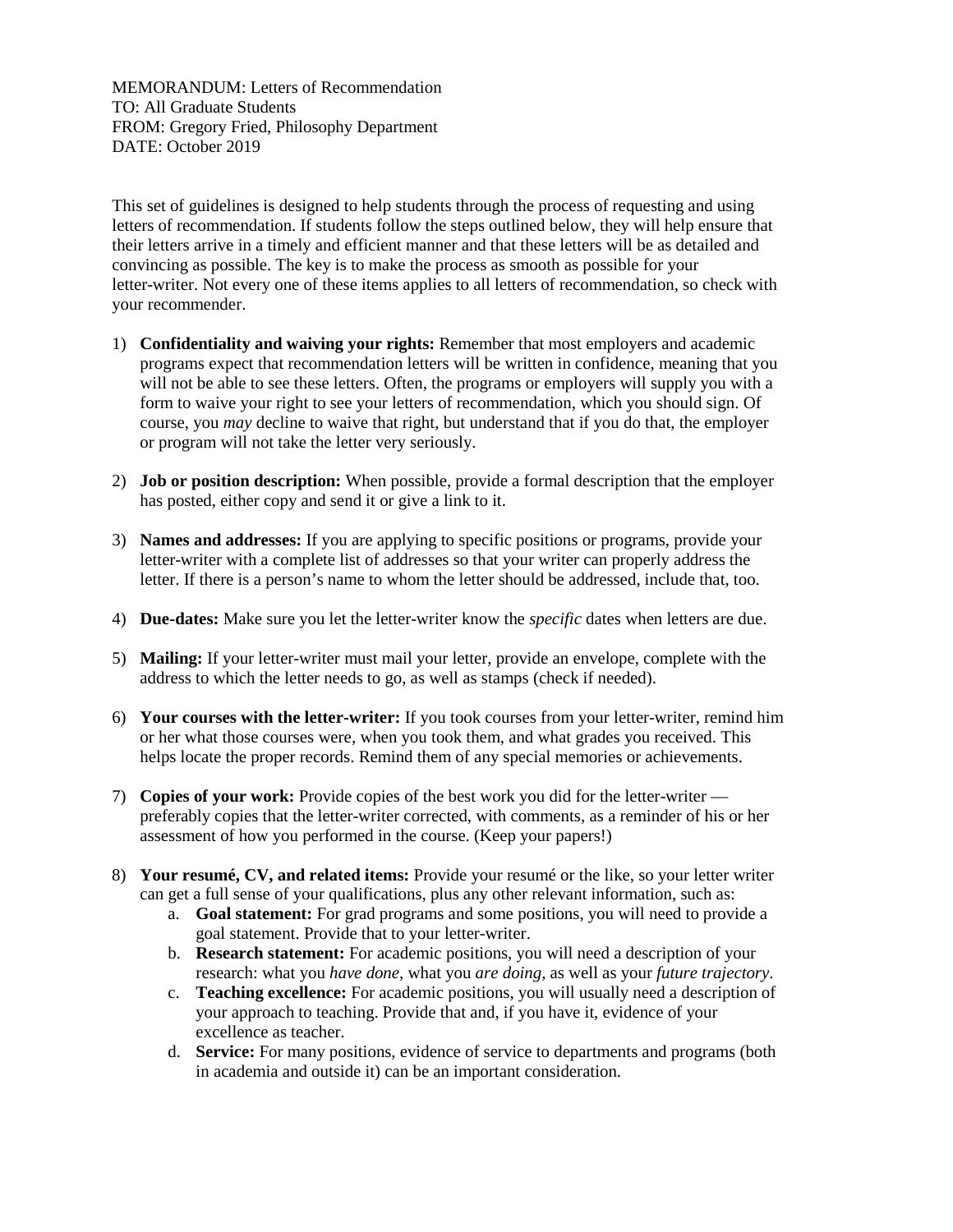MEMORANDUM: Letters of Recommendation
TO: All Graduate Students
FROM: Gregory Fried, Philosophy Department
DATE: October 2019

This set of guidelines is designed to help students through the process of requesting and using letters of recommendation. If students follow the steps outlined below, they will help ensure that their letters arrive in a timely and efficient manner and that these letters will be as detailed and convincing as possible. The key is to make the process as smooth as possible for your letter-writer. Not every one of these items applies to all letters of recommendation, so check with your recommender.

1) **Confidentiality and waiving your rights:** Remember that most employers and academic programs expect that recommendation letters will be written in confidence, meaning that you will not be able to see these letters. Often, the programs or employers will supply you with a form to waive your right to see your letters of recommendation, which you should sign. Of course, you *may* decline to waive that right, but understand that if you do that, the employer or program will not take the letter very seriously.

2) **Job or position description:** When possible, provide a formal description that the employer has posted, either copy and send it or give a link to it.

3) **Names and addresses:** If you are applying to specific positions or programs, provide your letter-writer with a complete list of addresses so that your writer can properly address the letter. If there is a person's name to whom the letter should be addressed, include that, too.

4) **Due-dates:** Make sure you let the letter-writer know the *specific* dates when letters are due.

5) **Mailing:** If your letter-writer must mail your letter, provide an envelope, complete with the address to which the letter needs to go, as well as stamps (check if needed).

6) **Your courses with the letter-writer:** If you took courses from your letter-writer, remind him or her what those courses were, when you took them, and what grades you received. This helps locate the proper records. Remind them of any special memories or achievements.

7) **Copies of your work:** Provide copies of the best work you did for the letter-writer — preferably copies that the letter-writer corrected, with comments, as a reminder of his or her assessment of how you performed in the course. (Keep your papers!)

8) **Your resumé, CV, and related items:** Provide your resumé or the like, so your letter writer can get a full sense of your qualifications, plus any other relevant information, such as:
   a. **Goal statement:** For grad programs and some positions, you will need to provide a goal statement. Provide that to your letter-writer.
   b. **Research statement:** For academic positions, you will need a description of your research: what you *have done*, what you *are doing*, as well as your *future trajectory*.
   c. **Teaching excellence:** For academic positions, you will usually need a description of your approach to teaching. Provide that and, if you have it, evidence of your excellence as teacher.
   d. **Service:** For many positions, evidence of service to departments and programs (both in academia and outside it) can be an important consideration.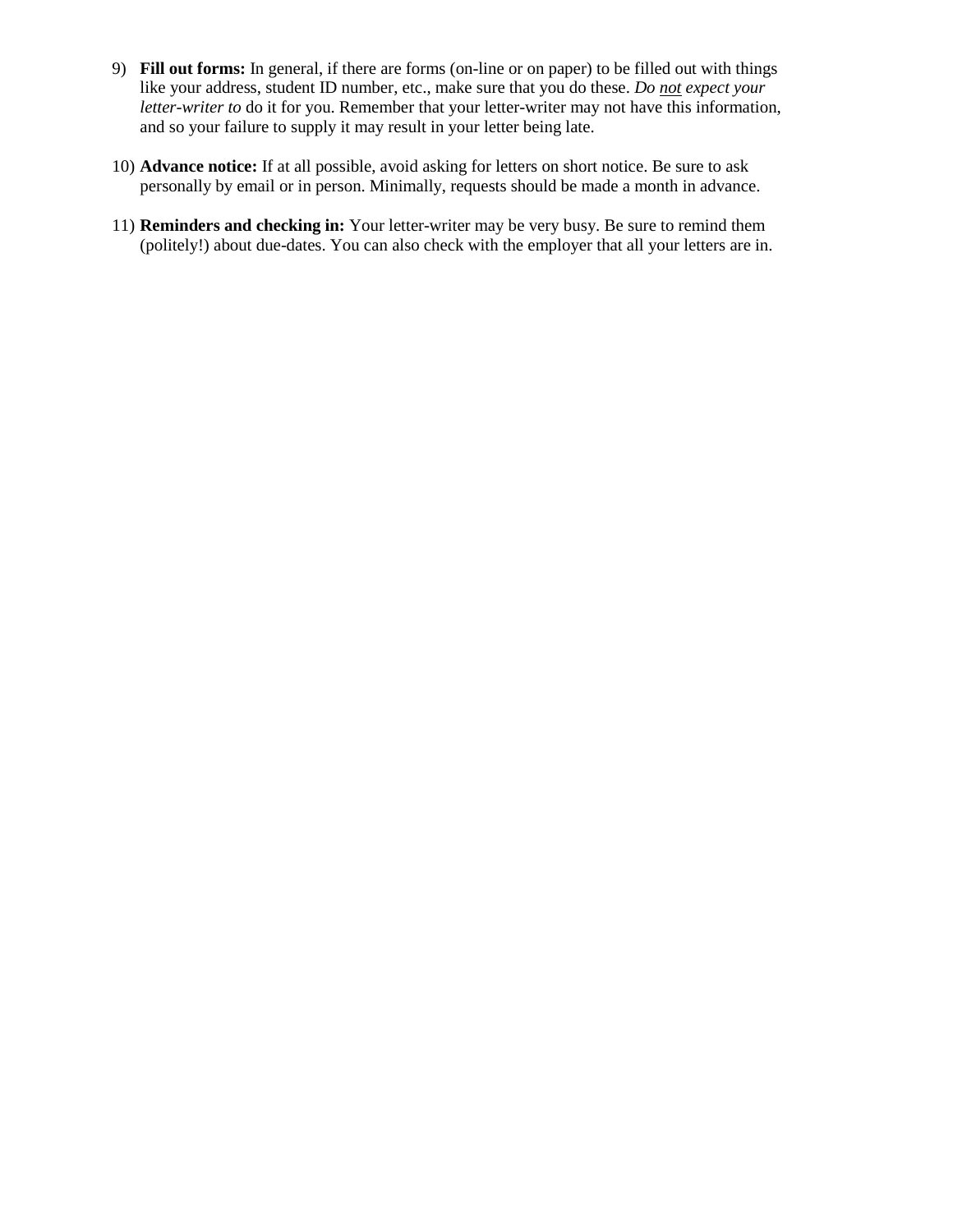9) **Fill out forms:** In general, if there are forms (on-line or on paper) to be filled out with things like your address, student ID number, etc., make sure that you do these. *Do <u>not</u> expect your letter-writer to* do it for you. Remember that your letter-writer may not have this information, and so your failure to supply it may result in your letter being late.

10) **Advance notice:** If at all possible, avoid asking for letters on short notice. Be sure to ask personally by email or in person. Minimally, requests should be made a month in advance.

11) **Reminders and checking in:** Your letter-writer may be very busy. Be sure to remind them (politely!) about due-dates. You can also check with the employer that all your letters are in.